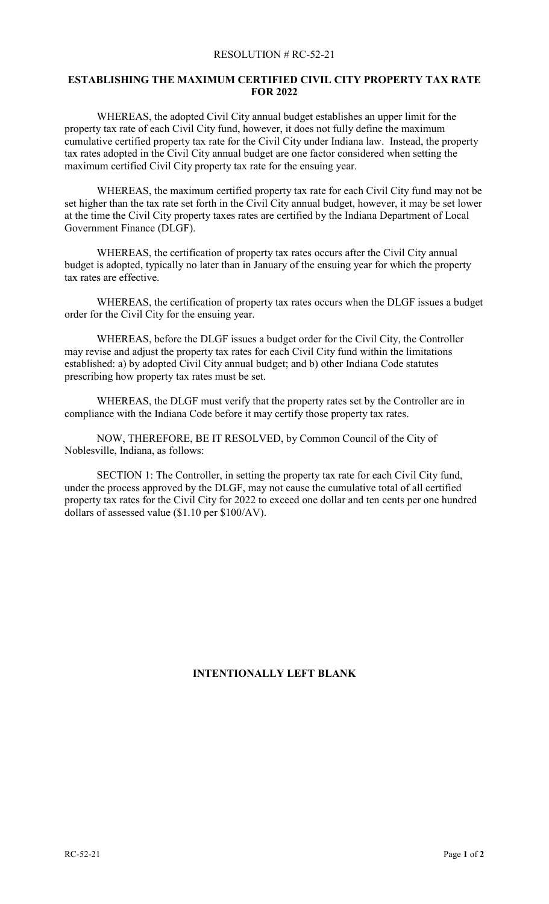RESOLUTION # RC-52-21

## ESTABLISHING THE MAXIMUM CERTIFIED CIVIL CITY PROPERTY TAX RATE FOR 2022

WHEREAS, the adopted Civil City annual budget establishes an upper limit for the property tax rate of each Civil City fund, however, it does not fully define the maximum cumulative certified property tax rate for the Civil City under Indiana law. Instead, the property tax rates adopted in the Civil City annual budget are one factor considered when setting the maximum certified Civil City property tax rate for the ensuing year.

WHEREAS, the maximum certified property tax rate for each Civil City fund may not be set higher than the tax rate set forth in the Civil City annual budget, however, it may be set lower at the time the Civil City property taxes rates are certified by the Indiana Department of Local Government Finance (DLGF).

WHEREAS, the certification of property tax rates occurs after the Civil City annual budget is adopted, typically no later than in January of the ensuing year for which the property tax rates are effective.

WHEREAS, the certification of property tax rates occurs when the DLGF issues a budget order for the Civil City for the ensuing year.

WHEREAS, before the DLGF issues a budget order for the Civil City, the Controller may revise and adjust the property tax rates for each Civil City fund within the limitations established: a) by adopted Civil City annual budget; and b) other Indiana Code statutes prescribing how property tax rates must be set.

WHEREAS, the DLGF must verify that the property rates set by the Controller are in compliance with the Indiana Code before it may certify those property tax rates.

NOW, THEREFORE, BE IT RESOLVED, by Common Council of the City of Noblesville, Indiana, as follows:

SECTION 1: The Controller, in setting the property tax rate for each Civil City fund, under the process approved by the DLGF, may not cause the cumulative total of all certified property tax rates for the Civil City for 2022 to exceed one dollar and ten cents per one hundred dollars of assessed value ($1.10 per $100/AV).

**INTENTIONALLY LEFT BLANK**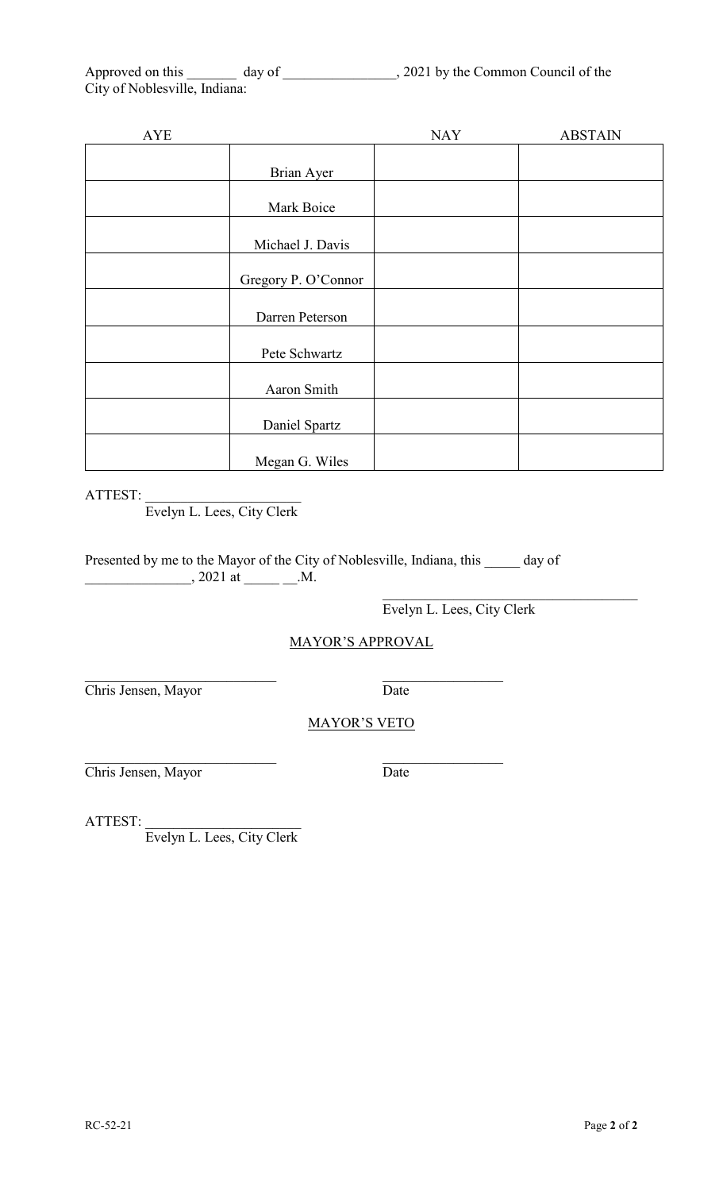Approved on this _______ day of ________________, 2021 by the Common Council of the City of Noblesville, Indiana:

| AYE | | NAY | ABSTAIN |
|---|---|---|---|
| | Brian Ayer | | |
| | Mark Boice | | |
| | Michael J. Davis | | |
| | Gregory P. O'Connor | | |
| | Darren Peterson | | |
| | Pete Schwartz | | |
| | Aaron Smith | | |
| | Daniel Spartz | | |
| | Megan G. Wiles | | |

ATTEST: ______________________
Evelyn L. Lees, City Clerk

Presented by me to the Mayor of the City of Noblesville, Indiana, this _____ day of _______________, 2021 at _____ __.M.

_____________________________________
Evelyn L. Lees, City Clerk

MAYOR'S APPROVAL

____________________________ _________________
Chris Jensen, Mayor Date

MAYOR'S VETO

____________________________ _________________
Chris Jensen, Mayor Date

ATTEST: ______________________
Evelyn L. Lees, City Clerk

RC-52-21